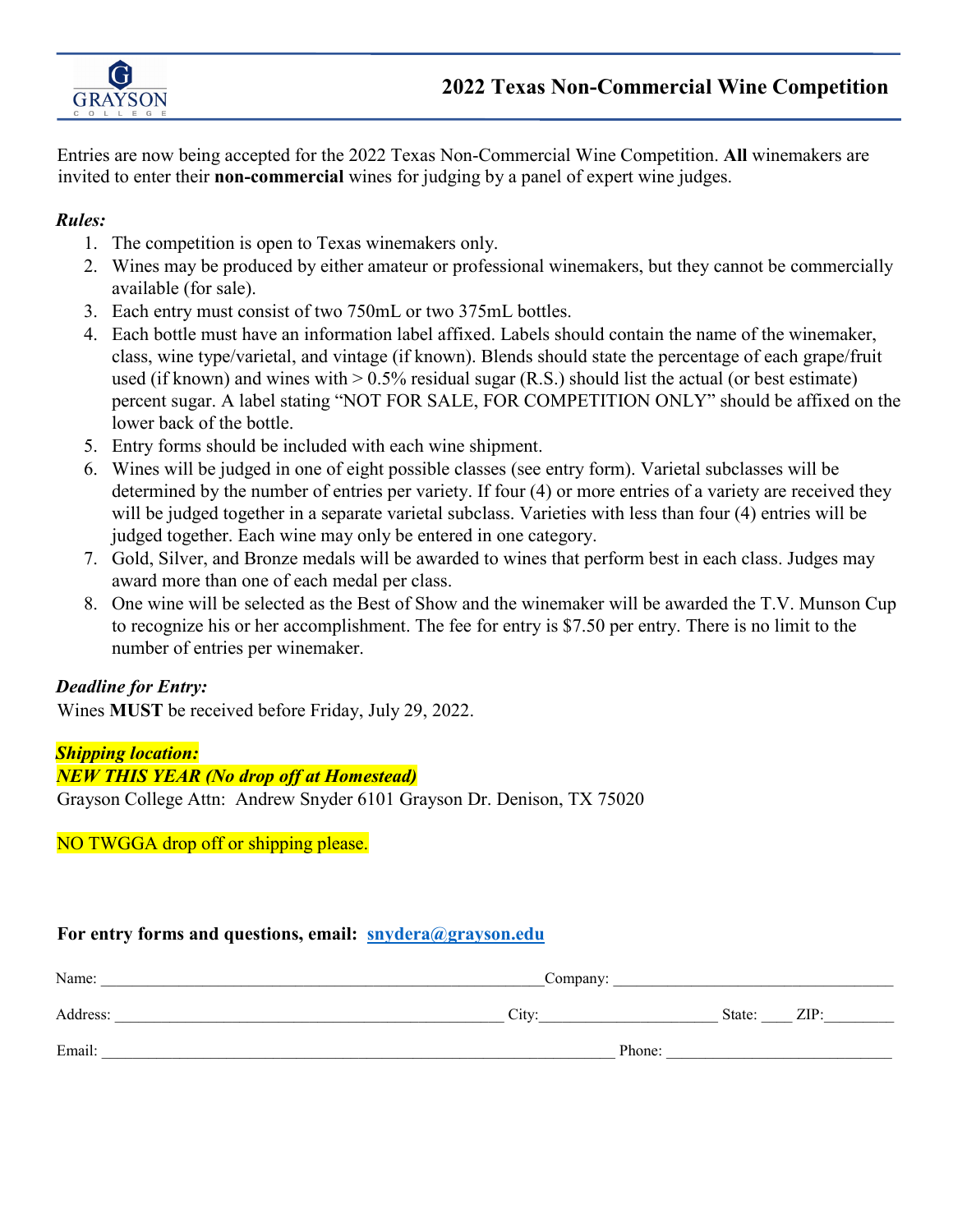# 2022 Texas Non-Commercial Wine Competition

Entries are now being accepted for the 2022 Texas Non-Commercial Wine Competition. **All** winemakers are invited to enter their **non-commercial** wines for judging by a panel of expert wine judges.

***Rules:***

1. The competition is open to Texas winemakers only.
2. Wines may be produced by either amateur or professional winemakers, but they cannot be commercially available (for sale).
3. Each entry must consist of two 750mL or two 375mL bottles.
4. Each bottle must have an information label affixed. Labels should contain the name of the winemaker, class, wine type/varietal, and vintage (if known). Blends should state the percentage of each grape/fruit used (if known) and wines with > 0.5% residual sugar (R.S.) should list the actual (or best estimate) percent sugar. A label stating "NOT FOR SALE, FOR COMPETITION ONLY" should be affixed on the lower back of the bottle.
5. Entry forms should be included with each wine shipment.
6. Wines will be judged in one of eight possible classes (see entry form). Varietal subclasses will be determined by the number of entries per variety. If four (4) or more entries of a variety are received they will be judged together in a separate varietal subclass. Varieties with less than four (4) entries will be judged together. Each wine may only be entered in one category.
7. Gold, Silver, and Bronze medals will be awarded to wines that perform best in each class. Judges may award more than one of each medal per class.
8. One wine will be selected as the Best of Show and the winemaker will be awarded the T.V. Munson Cup to recognize his or her accomplishment. The fee for entry is $7.50 per entry. There is no limit to the number of entries per winemaker.

***Deadline for Entry:***

Wines **MUST** be received before Friday, July 29, 2022.

***Shipping location:***

***NEW THIS YEAR (No drop off at Homestead)***

Grayson College Attn: Andrew Snyder 6101 Grayson Dr. Denison, TX 75020

NO TWGGA drop off or shipping please.

**For entry forms and questions, email: snydera@grayson.edu**

Name: ______________________________ Company: ______________________________

Address: ______________________________ City: ____________ State: ____ ZIP: ________

Email: ______________________________ Phone: ______________________________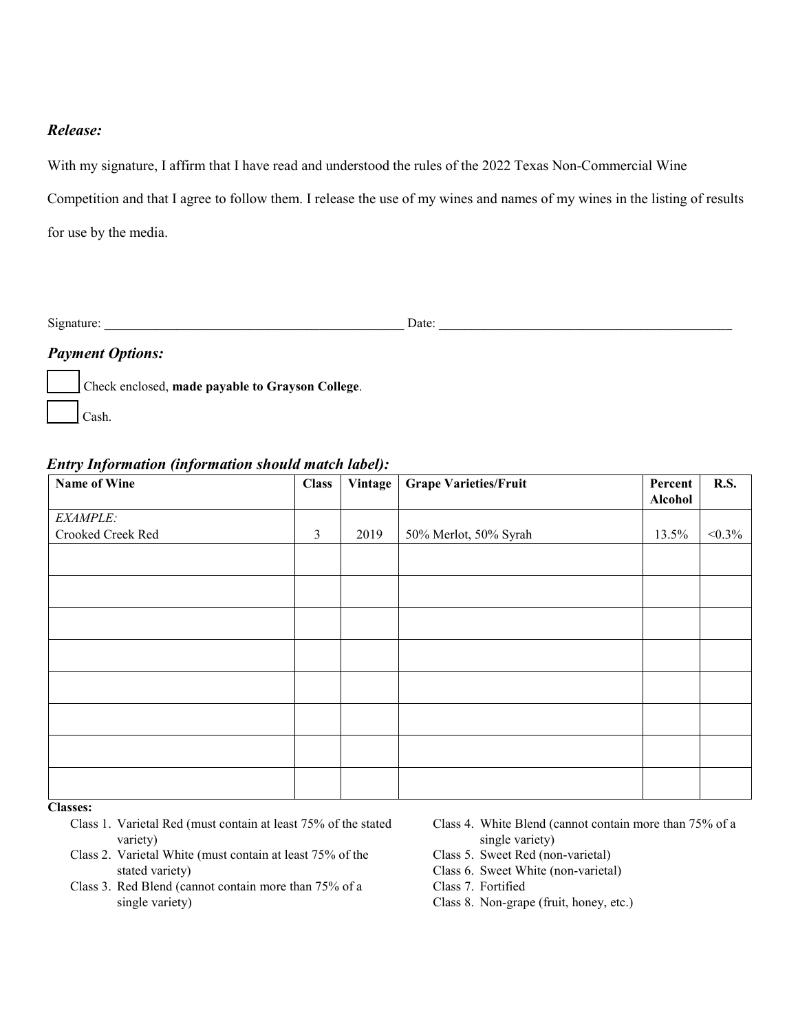### *Release:*

With my signature, I affirm that I have read and understood the rules of the 2022 Texas Non-Commercial Wine Competition and that I agree to follow them. I release the use of my wines and names of my wines in the listing of results for use by the media.

Signature: _______________________________________________ Date: _______________________________________________

### *Payment Options:*

☐ Check enclosed, **made payable to Grayson College**.

☐ Cash.

### *Entry Information (information should match label):*

| Name of Wine | Class | Vintage | Grape Varieties/Fruit | Percent Alcohol | R.S. |
|---|---|---|---|---|---|
| *EXAMPLE:* Crooked Creek Red | 3 | 2019 | 50% Merlot, 50% Syrah | 13.5% | <0.3% |
| | | | | | |
| | | | | | |
| | | | | | |
| | | | | | |
| | | | | | |
| | | | | | |
| | | | | | |
| | | | | | |

**Classes:**

- Class 1. Varietal Red (must contain at least 75% of the stated variety)
- Class 2. Varietal White (must contain at least 75% of the stated variety)
- Class 3. Red Blend (cannot contain more than 75% of a single variety)
- Class 4. White Blend (cannot contain more than 75% of a single variety)
- Class 5. Sweet Red (non-varietal)
- Class 6. Sweet White (non-varietal)
- Class 7. Fortified
- Class 8. Non-grape (fruit, honey, etc.)